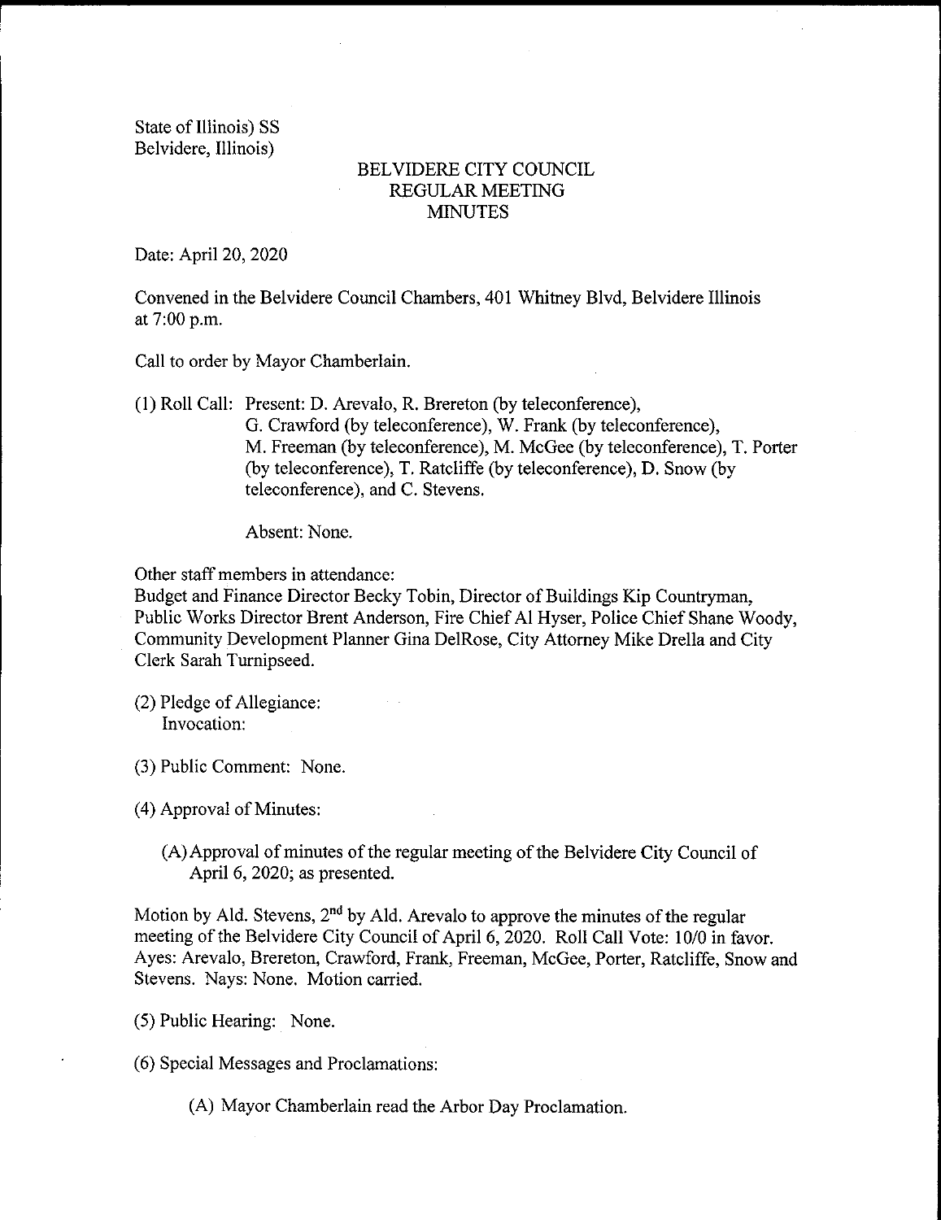State of Illinois) SS
Belvidere, Illinois)

# BELVIDERE CITY COUNCIL
## REGULAR MEETING
## MINUTES

Date: April 20, 2020

Convened in the Belvidere Council Chambers, 401 Whitney Blvd, Belvidere Illinois at 7:00 p.m.

Call to order by Mayor Chamberlain.

(1) Roll Call: Present: D. Arevalo, R. Brereton (by teleconference), G. Crawford (by teleconference), W. Frank (by teleconference), M. Freeman (by teleconference), M. McGee (by teleconference), T. Porter (by teleconference), T. Ratcliffe (by teleconference), D. Snow (by teleconference), and C. Stevens.

Absent: None.

Other staff members in attendance:
Budget and Finance Director Becky Tobin, Director of Buildings Kip Countryman, Public Works Director Brent Anderson, Fire Chief Al Hyser, Police Chief Shane Woody, Community Development Planner Gina DelRose, City Attorney Mike Drella and City Clerk Sarah Turnipseed.

(2) Pledge of Allegiance:
Invocation:

(3) Public Comment: None.

(4) Approval of Minutes:

(A) Approval of minutes of the regular meeting of the Belvidere City Council of April 6, 2020; as presented.

Motion by Ald. Stevens, 2nd by Ald. Arevalo to approve the minutes of the regular meeting of the Belvidere City Council of April 6, 2020. Roll Call Vote: 10/0 in favor. Ayes: Arevalo, Brereton, Crawford, Frank, Freeman, McGee, Porter, Ratcliffe, Snow and Stevens. Nays: None. Motion carried.

(5) Public Hearing: None.

(6) Special Messages and Proclamations:

(A) Mayor Chamberlain read the Arbor Day Proclamation.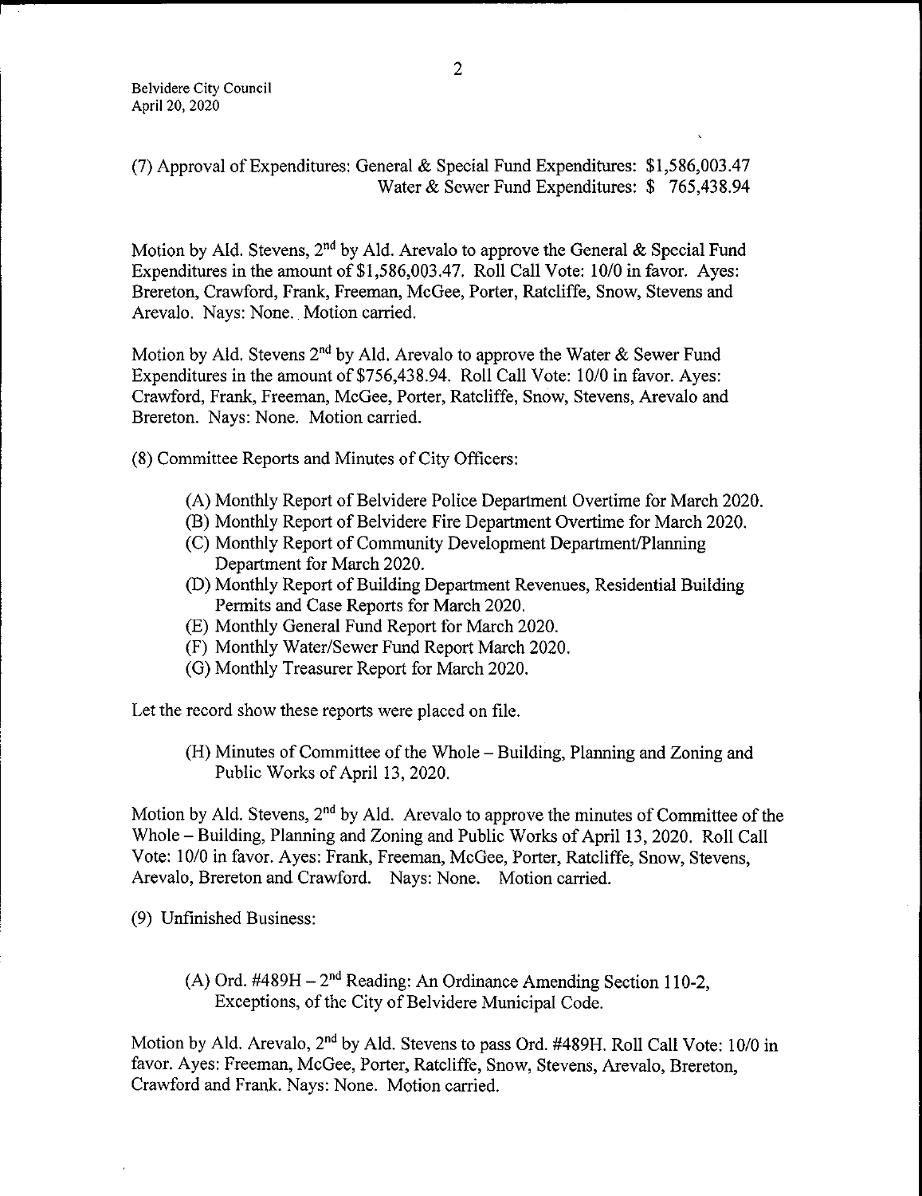(7) Approval of Expenditures: General & Special Fund Expenditures: $1,586,003.47
Water & Sewer Fund Expenditures: $ 765,438.94

Motion by Ald. Stevens, 2nd by Ald. Arevalo to approve the General & Special Fund Expenditures in the amount of $1,586,003.47. Roll Call Vote: 10/0 in favor. Ayes: Brereton, Crawford, Frank, Freeman, McGee, Porter, Ratcliffe, Snow, Stevens and Arevalo. Nays: None. Motion carried.

Motion by Ald. Stevens 2nd by Ald. Arevalo to approve the Water & Sewer Fund Expenditures in the amount of $756,438.94. Roll Call Vote: 10/0 in favor. Ayes: Crawford, Frank, Freeman, McGee, Porter, Ratcliffe, Snow, Stevens, Arevalo and Brereton. Nays: None. Motion carried.

(8) Committee Reports and Minutes of City Officers:

- (A) Monthly Report of Belvidere Police Department Overtime for March 2020.
- (B) Monthly Report of Belvidere Fire Department Overtime for March 2020.
- (C) Monthly Report of Community Development Department/Planning Department for March 2020.
- (D) Monthly Report of Building Department Revenues, Residential Building Permits and Case Reports for March 2020.
- (E) Monthly General Fund Report for March 2020.
- (F) Monthly Water/Sewer Fund Report March 2020.
- (G) Monthly Treasurer Report for March 2020.

Let the record show these reports were placed on file.

- (H) Minutes of Committee of the Whole – Building, Planning and Zoning and Public Works of April 13, 2020.

Motion by Ald. Stevens, 2nd by Ald. Arevalo to approve the minutes of Committee of the Whole – Building, Planning and Zoning and Public Works of April 13, 2020. Roll Call Vote: 10/0 in favor. Ayes: Frank, Freeman, McGee, Porter, Ratcliffe, Snow, Stevens, Arevalo, Brereton and Crawford. Nays: None. Motion carried.

(9) Unfinished Business:

- (A) Ord. #489H – 2nd Reading: An Ordinance Amending Section 110-2, Exceptions, of the City of Belvidere Municipal Code.

Motion by Ald. Arevalo, 2nd by Ald. Stevens to pass Ord. #489H. Roll Call Vote: 10/0 in favor. Ayes: Freeman, McGee, Porter, Ratcliffe, Snow, Stevens, Arevalo, Brereton, Crawford and Frank. Nays: None. Motion carried.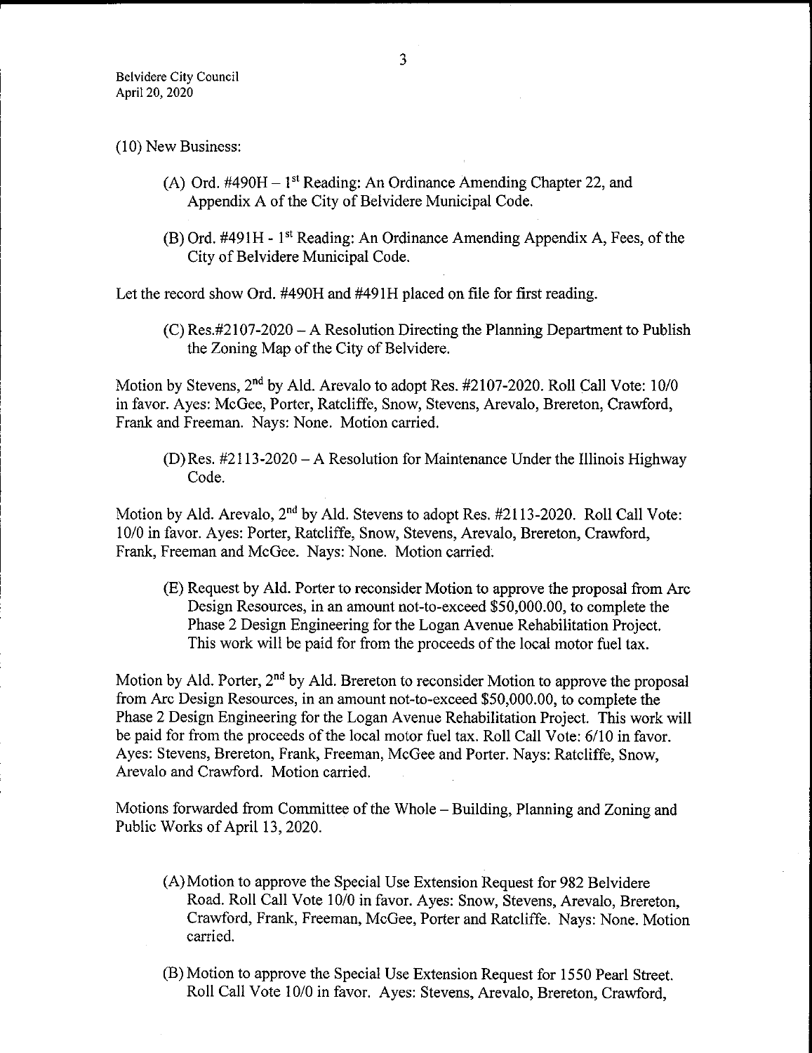(10) New Business:

(A) Ord. #490H – 1st Reading: An Ordinance Amending Chapter 22, and Appendix A of the City of Belvidere Municipal Code.

(B) Ord. #491H - 1st Reading: An Ordinance Amending Appendix A, Fees, of the City of Belvidere Municipal Code.

Let the record show Ord. #490H and #491H placed on file for first reading.

(C) Res.#2107-2020 – A Resolution Directing the Planning Department to Publish the Zoning Map of the City of Belvidere.

Motion by Stevens, 2nd by Ald. Arevalo to adopt Res. #2107-2020. Roll Call Vote: 10/0 in favor. Ayes: McGee, Porter, Ratcliffe, Snow, Stevens, Arevalo, Brereton, Crawford, Frank and Freeman. Nays: None. Motion carried.

(D) Res. #2113-2020 – A Resolution for Maintenance Under the Illinois Highway Code.

Motion by Ald. Arevalo, 2nd by Ald. Stevens to adopt Res. #2113-2020. Roll Call Vote: 10/0 in favor. Ayes: Porter, Ratcliffe, Snow, Stevens, Arevalo, Brereton, Crawford, Frank, Freeman and McGee. Nays: None. Motion carried.

(E) Request by Ald. Porter to reconsider Motion to approve the proposal from Arc Design Resources, in an amount not-to-exceed $50,000.00, to complete the Phase 2 Design Engineering for the Logan Avenue Rehabilitation Project. This work will be paid for from the proceeds of the local motor fuel tax.

Motion by Ald. Porter, 2nd by Ald. Brereton to reconsider Motion to approve the proposal from Arc Design Resources, in an amount not-to-exceed $50,000.00, to complete the Phase 2 Design Engineering for the Logan Avenue Rehabilitation Project. This work will be paid for from the proceeds of the local motor fuel tax. Roll Call Vote: 6/10 in favor. Ayes: Stevens, Brereton, Frank, Freeman, McGee and Porter. Nays: Ratcliffe, Snow, Arevalo and Crawford. Motion carried.

Motions forwarded from Committee of the Whole – Building, Planning and Zoning and Public Works of April 13, 2020.

(A) Motion to approve the Special Use Extension Request for 982 Belvidere Road. Roll Call Vote 10/0 in favor. Ayes: Snow, Stevens, Arevalo, Brereton, Crawford, Frank, Freeman, McGee, Porter and Ratcliffe. Nays: None. Motion carried.

(B) Motion to approve the Special Use Extension Request for 1550 Pearl Street. Roll Call Vote 10/0 in favor. Ayes: Stevens, Arevalo, Brereton, Crawford,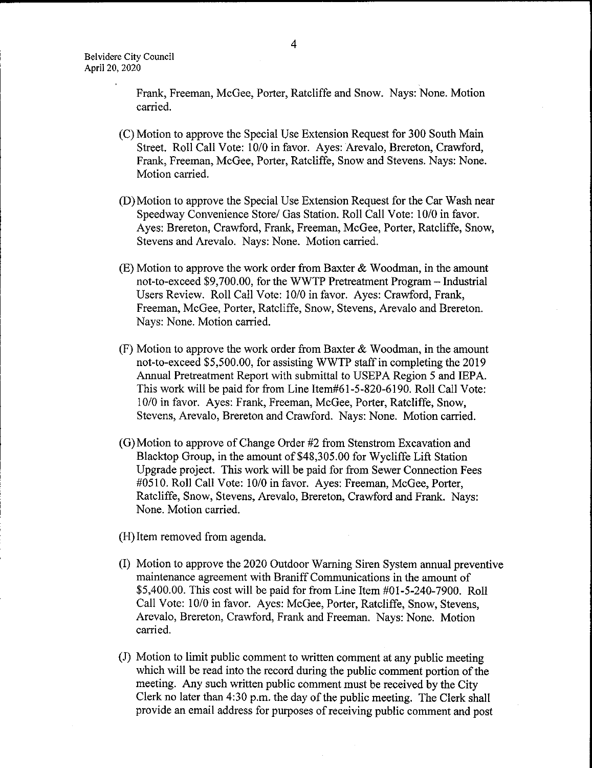Frank, Freeman, McGee, Porter, Ratcliffe and Snow. Nays: None. Motion carried.

(C) Motion to approve the Special Use Extension Request for 300 South Main Street. Roll Call Vote: 10/0 in favor. Ayes: Arevalo, Brereton, Crawford, Frank, Freeman, McGee, Porter, Ratcliffe, Snow and Stevens. Nays: None. Motion carried.

(D) Motion to approve the Special Use Extension Request for the Car Wash near Speedway Convenience Store/ Gas Station. Roll Call Vote: 10/0 in favor. Ayes: Brereton, Crawford, Frank, Freeman, McGee, Porter, Ratcliffe, Snow, Stevens and Arevalo. Nays: None. Motion carried.

(E) Motion to approve the work order from Baxter & Woodman, in the amount not-to-exceed $9,700.00, for the WWTP Pretreatment Program – Industrial Users Review. Roll Call Vote: 10/0 in favor. Ayes: Crawford, Frank, Freeman, McGee, Porter, Ratcliffe, Snow, Stevens, Arevalo and Brereton. Nays: None. Motion carried.

(F) Motion to approve the work order from Baxter & Woodman, in the amount not-to-exceed $5,500.00, for assisting WWTP staff in completing the 2019 Annual Pretreatment Report with submittal to USEPA Region 5 and IEPA. This work will be paid for from Line Item#61-5-820-6190. Roll Call Vote: 10/0 in favor. Ayes: Frank, Freeman, McGee, Porter, Ratcliffe, Snow, Stevens, Arevalo, Brereton and Crawford. Nays: None. Motion carried.

(G) Motion to approve of Change Order #2 from Stenstrom Excavation and Blacktop Group, in the amount of $48,305.00 for Wycliffe Lift Station Upgrade project. This work will be paid for from Sewer Connection Fees #0510. Roll Call Vote: 10/0 in favor. Ayes: Freeman, McGee, Porter, Ratcliffe, Snow, Stevens, Arevalo, Brereton, Crawford and Frank. Nays: None. Motion carried.

(H) Item removed from agenda.

(I) Motion to approve the 2020 Outdoor Warning Siren System annual preventive maintenance agreement with Braniff Communications in the amount of $5,400.00. This cost will be paid for from Line Item #01-5-240-7900. Roll Call Vote: 10/0 in favor. Ayes: McGee, Porter, Ratcliffe, Snow, Stevens, Arevalo, Brereton, Crawford, Frank and Freeman. Nays: None. Motion carried.

(J) Motion to limit public comment to written comment at any public meeting which will be read into the record during the public comment portion of the meeting. Any such written public comment must be received by the City Clerk no later than 4:30 p.m. the day of the public meeting. The Clerk shall provide an email address for purposes of receiving public comment and post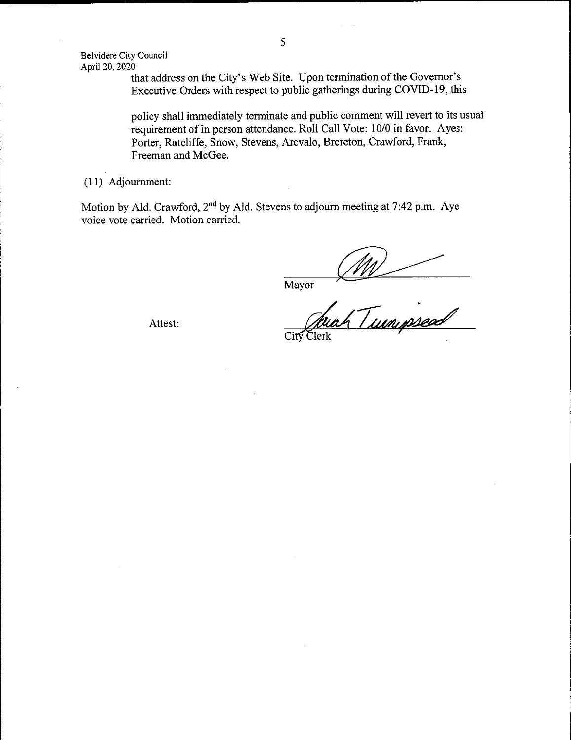that address on the City's Web Site. Upon termination of the Governor's Executive Orders with respect to public gatherings during COVID-19, this

policy shall immediately terminate and public comment will revert to its usual requirement of in person attendance. Roll Call Vote: 10/0 in favor. Ayes: Porter, Ratcliffe, Snow, Stevens, Arevalo, Brereton, Crawford, Frank, Freeman and McGee.

(11) Adjournment:

Motion by Ald. Crawford, 2nd by Ald. Stevens to adjourn meeting at 7:42 p.m. Aye voice vote carried. Motion carried.

Mayor

Attest:

City Clerk